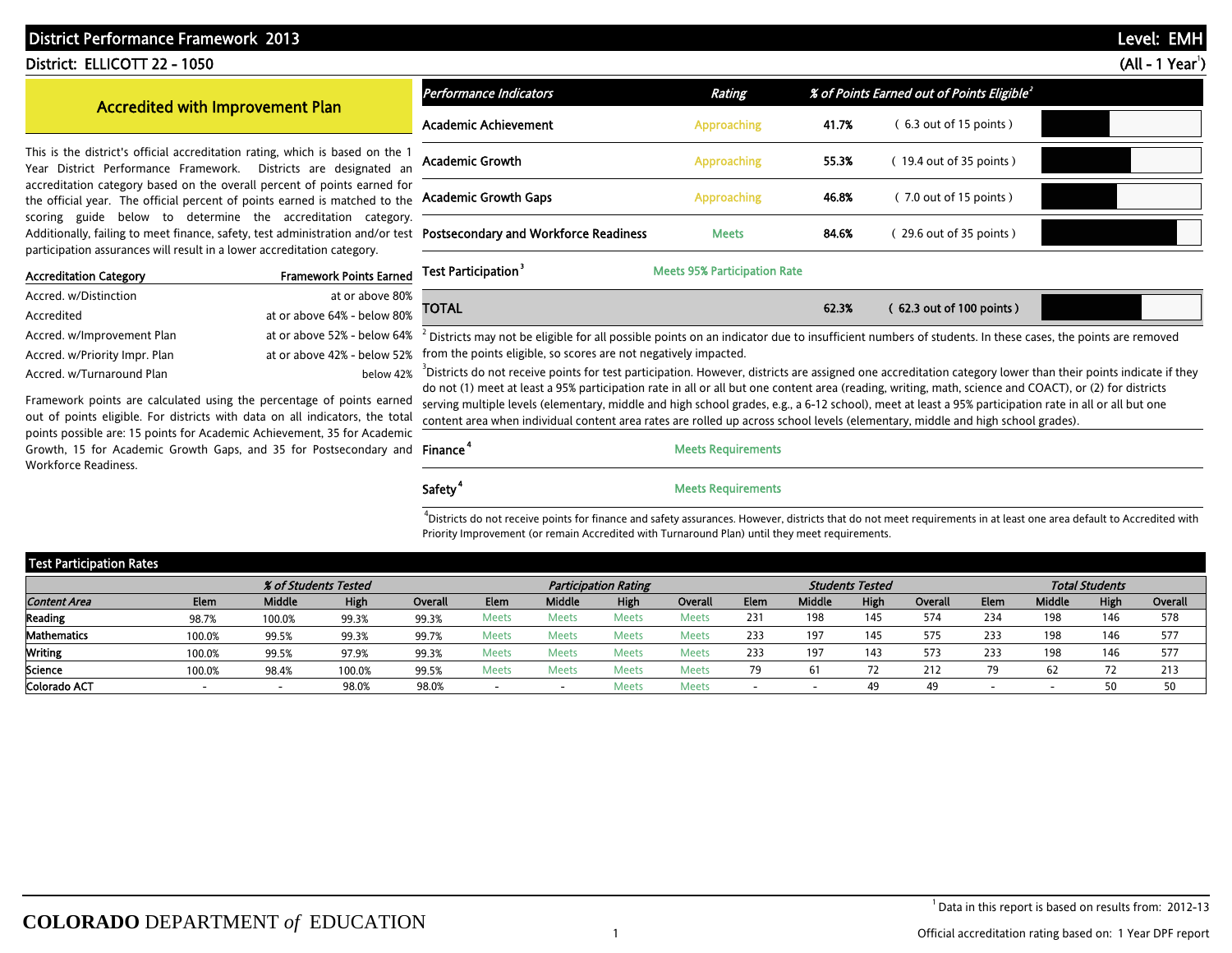# District Performance Framework 2013

**Level: EMH**

**District: ELLICOTT 22 - 1050**

**(All - 1 Year[1])**

## Accredited with Improvement Plan

This is the district's official accreditation rating, which is based on the 1 Year District Performance Framework. Districts are designated an accreditation category based on the overall percent of points earned for the official year. The official percent of points earned is matched to the scoring guide below to determine the accreditation category. Additionally, failing to meet finance, safety, test administration and/or test participation assurances will result in a lower accreditation category.

| Accreditation Category | Framework Points Earned |
|---|---|
| Accred. w/Distinction | at or above 80% |
| Accredited | at or above 64% - below 80% |
| Accred. w/Improvement Plan | at or above 52% - below 64% |
| Accred. w/Priority Impr. Plan | at or above 42% - below 52% |
| Accred. w/Turnaround Plan | below 42% |

Framework points are calculated using the percentage of points earned out of points eligible. For districts with data on all indicators, the total points possible are: 15 points for Academic Achievement, 35 for Academic Growth, 15 for Academic Growth Gaps, and 35 for Postsecondary and Workforce Readiness.

| *Performance Indicators* | *Rating* | *% of Points Earned out of Points Eligible[2]* | |
|---|---|---|---|
| Academic Achievement | Approaching | 41.7% | ( 6.3 out of 15 points ) |
| Academic Growth | Approaching | 55.3% | ( 19.4 out of 35 points ) |
| Academic Growth Gaps | Approaching | 46.8% | ( 7.0 out of 15 points ) |
| Postsecondary and Workforce Readiness | Meets | 84.6% | ( 29.6 out of 35 points ) |
| Test Participation[3] | Meets 95% Participation Rate | | |
| **TOTAL** | | 62.3% | ( 62.3 out of 100 points ) |

[2] Districts may not be eligible for all possible points on an indicator due to insufficient numbers of students. In these cases, the points are removed from the points eligible, so scores are not negatively impacted.

[3] Districts do not receive points for test participation. However, districts are assigned one accreditation category lower than their points indicate if they do not (1) meet at least a 95% participation rate in all or all but one content area (reading, writing, math, science and COACT), or (2) for districts serving multiple levels (elementary, middle and high school grades, e.g., a 6-12 school), meet at least a 95% participation rate in all or all but one content area when individual content area rates are rolled up across school levels (elementary, middle and high school grades).

| | |
|---|---|
| Finance[4] | Meets Requirements |
| Safety[4] | Meets Requirements |

[4] Districts do not receive points for finance and safety assurances. However, districts that do not meet requirements in at least one area default to Accredited with Priority Improvement (or remain Accredited with Turnaround Plan) until they meet requirements.

## Test Participation Rates

| | *% of Students Tested* | | | | *Participation Rating* | | | | *Students Tested* | | | | *Total Students* | | | |
|---|---|---|---|---|---|---|---|---|---|---|---|---|---|---|---|---|
| *Content Area* | Elem | Middle | High | Overall | Elem | Middle | High | Overall | Elem | Middle | High | Overall | Elem | Middle | High | Overall |
| Reading | 98.7% | 100.0% | 99.3% | 99.3% | Meets | Meets | Meets | Meets | 231 | 198 | 145 | 574 | 234 | 198 | 146 | 578 |
| Mathematics | 100.0% | 99.5% | 99.3% | 99.7% | Meets | Meets | Meets | Meets | 233 | 197 | 145 | 575 | 233 | 198 | 146 | 577 |
| Writing | 100.0% | 99.5% | 97.9% | 99.3% | Meets | Meets | Meets | Meets | 233 | 197 | 143 | 573 | 233 | 198 | 146 | 577 |
| Science | 100.0% | 98.4% | 100.0% | 99.5% | Meets | Meets | Meets | Meets | 79 | 61 | 72 | 212 | 79 | 62 | 72 | 213 |
| Colorado ACT | - | - | 98.0% | 98.0% | - | - | Meets | Meets | - | - | 49 | 49 | - | - | 50 | 50 |

[1] Data in this report is based on results from: 2012-13

Official accreditation rating based on: 1 Year DPF report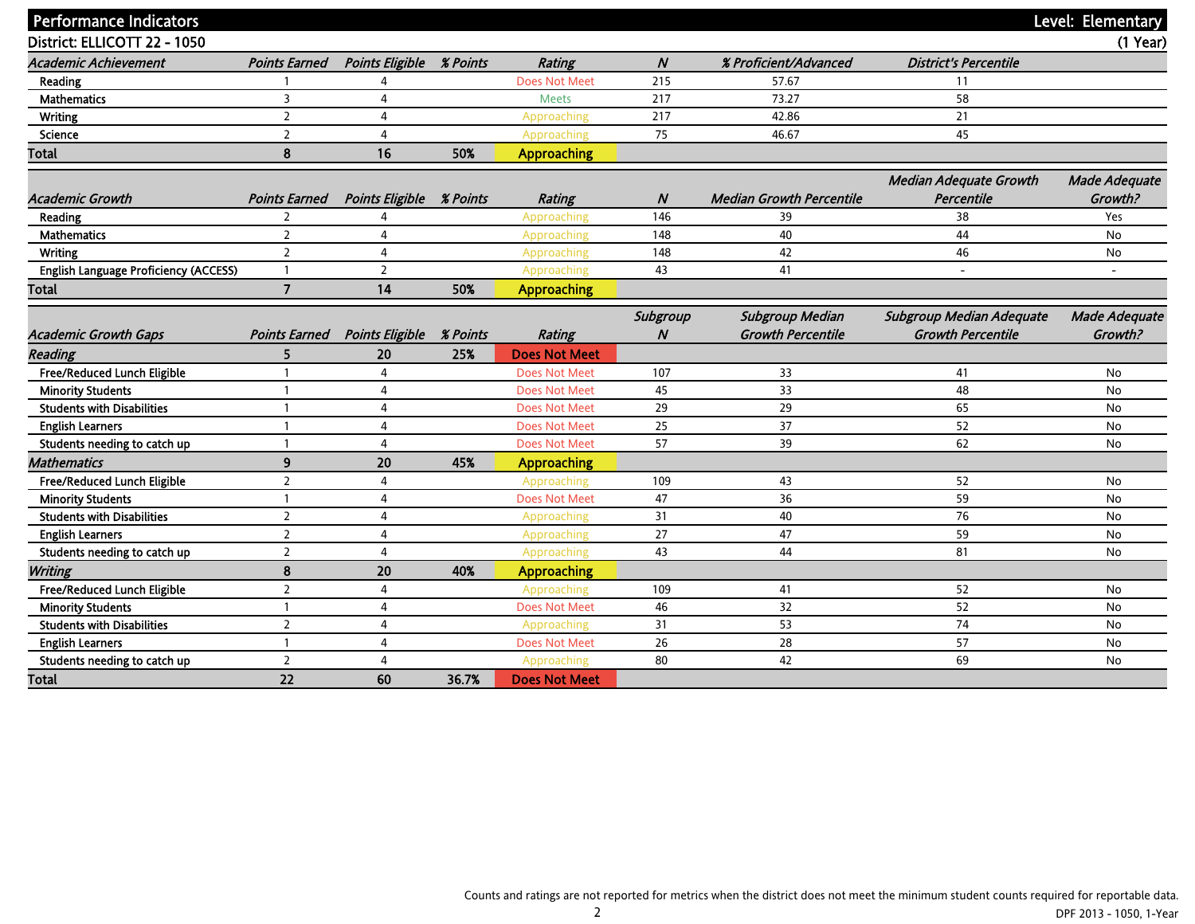## Performance Indicators

**Level: Elementary**

**District: ELLICOTT 22 - 1050** **(1 Year)**

| *Academic Achievement* | *Points Earned* | *Points Eligible* | *% Points* | *Rating* | *N* | *% Proficient/Advanced* | *District's Percentile* |
|---|---|---|---|---|---|---|---|
| Reading | 1 | 4 | | Does Not Meet | 215 | 57.67 | 11 |
| Mathematics | 3 | 4 | | Meets | 217 | 73.27 | 58 |
| Writing | 2 | 4 | | Approaching | 217 | 42.86 | 21 |
| Science | 2 | 4 | | Approaching | 75 | 46.67 | 45 |
| **Total** | **8** | **16** | **50%** | **Approaching** | | | |

| *Academic Growth* | *Points Earned* | *Points Eligible* | *% Points* | *Rating* | *N* | *Median Growth Percentile* | *Median Adequate Growth Percentile* | *Made Adequate Growth?* |
|---|---|---|---|---|---|---|---|---|
| Reading | 2 | 4 | | Approaching | 146 | 39 | 38 | Yes |
| Mathematics | 2 | 4 | | Approaching | 148 | 40 | 44 | No |
| Writing | 2 | 4 | | Approaching | 148 | 42 | 46 | No |
| English Language Proficiency (ACCESS) | 1 | 2 | | Approaching | 43 | 41 | - | - |
| **Total** | **7** | **14** | **50%** | **Approaching** | | | | |

| *Academic Growth Gaps* | *Points Earned* | *Points Eligible* | *% Points* | *Rating* | *Subgroup N* | *Subgroup Median Growth Percentile* | *Subgroup Median Adequate Growth Percentile* | *Made Adequate Growth?* |
|---|---|---|---|---|---|---|---|---|
| ***Reading*** | **5** | **20** | **25%** | **Does Not Meet** | | | | |
| Free/Reduced Lunch Eligible | 1 | 4 | | Does Not Meet | 107 | 33 | 41 | No |
| Minority Students | 1 | 4 | | Does Not Meet | 45 | 33 | 48 | No |
| Students with Disabilities | 1 | 4 | | Does Not Meet | 29 | 29 | 65 | No |
| English Learners | 1 | 4 | | Does Not Meet | 25 | 37 | 52 | No |
| Students needing to catch up | 1 | 4 | | Does Not Meet | 57 | 39 | 62 | No |
| ***Mathematics*** | **9** | **20** | **45%** | **Approaching** | | | | |
| Free/Reduced Lunch Eligible | 2 | 4 | | Approaching | 109 | 43 | 52 | No |
| Minority Students | 1 | 4 | | Does Not Meet | 47 | 36 | 59 | No |
| Students with Disabilities | 2 | 4 | | Approaching | 31 | 40 | 76 | No |
| English Learners | 2 | 4 | | Approaching | 27 | 47 | 59 | No |
| Students needing to catch up | 2 | 4 | | Approaching | 43 | 44 | 81 | No |
| ***Writing*** | **8** | **20** | **40%** | **Approaching** | | | | |
| Free/Reduced Lunch Eligible | 2 | 4 | | Approaching | 109 | 41 | 52 | No |
| Minority Students | 1 | 4 | | Does Not Meet | 46 | 32 | 52 | No |
| Students with Disabilities | 2 | 4 | | Approaching | 31 | 53 | 74 | No |
| English Learners | 1 | 4 | | Does Not Meet | 26 | 28 | 57 | No |
| Students needing to catch up | 2 | 4 | | Approaching | 80 | 42 | 69 | No |
| **Total** | **22** | **60** | **36.7%** | **Does Not Meet** | | | | |

Counts and ratings are not reported for metrics when the district does not meet the minimum student counts required for reportable data.

DPF 2013 - 1050, 1-Year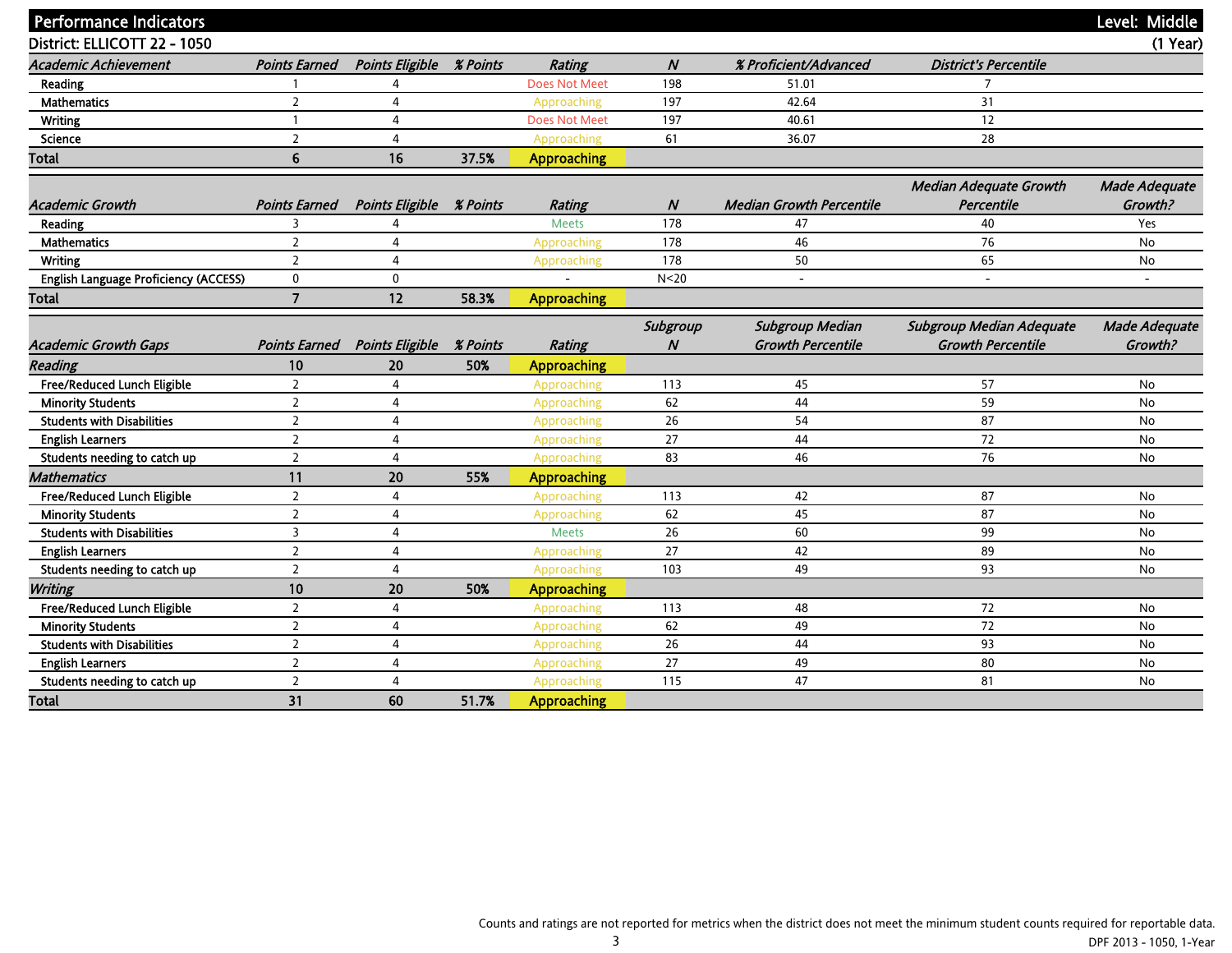## Performance Indicators — Level: Middle

**District: ELLICOTT 22 - 1050** (1 Year)

| *Academic Achievement* | *Points Earned* | *Points Eligible* | *% Points* | *Rating* | *N* | *% Proficient/Advanced* | *District's Percentile* | |
|---|---|---|---|---|---|---|---|---|
| Reading | 1 | 4 | | Does Not Meet | 198 | 51.01 | 7 | |
| Mathematics | 2 | 4 | | Approaching | 197 | 42.64 | 31 | |
| Writing | 1 | 4 | | Does Not Meet | 197 | 40.61 | 12 | |
| Science | 2 | 4 | | Approaching | 61 | 36.07 | 28 | |
| **Total** | **6** | **16** | **37.5%** | **Approaching** | | | | |

| *Academic Growth* | *Points Earned* | *Points Eligible* | *% Points* | *Rating* | *N* | *Median Growth Percentile* | *Median Adequate Growth Percentile* | *Made Adequate Growth?* |
|---|---|---|---|---|---|---|---|---|
| Reading | 3 | 4 | | Meets | 178 | 47 | 40 | Yes |
| Mathematics | 2 | 4 | | Approaching | 178 | 46 | 76 | No |
| Writing | 2 | 4 | | Approaching | 178 | 50 | 65 | No |
| English Language Proficiency (ACCESS) | 0 | 0 | | - | N<20 | - | - | - |
| **Total** | **7** | **12** | **58.3%** | **Approaching** | | | | |

| *Academic Growth Gaps* | *Points Earned* | *Points Eligible* | *% Points* | *Rating* | *Subgroup N* | *Subgroup Median Growth Percentile* | *Subgroup Median Adequate Growth Percentile* | *Made Adequate Growth?* |
|---|---|---|---|---|---|---|---|---|
| ***Reading*** | **10** | **20** | **50%** | **Approaching** | | | | |
| Free/Reduced Lunch Eligible | 2 | 4 | | Approaching | 113 | 45 | 57 | No |
| Minority Students | 2 | 4 | | Approaching | 62 | 44 | 59 | No |
| Students with Disabilities | 2 | 4 | | Approaching | 26 | 54 | 87 | No |
| English Learners | 2 | 4 | | Approaching | 27 | 44 | 72 | No |
| Students needing to catch up | 2 | 4 | | Approaching | 83 | 46 | 76 | No |
| ***Mathematics*** | **11** | **20** | **55%** | **Approaching** | | | | |
| Free/Reduced Lunch Eligible | 2 | 4 | | Approaching | 113 | 42 | 87 | No |
| Minority Students | 2 | 4 | | Approaching | 62 | 45 | 87 | No |
| Students with Disabilities | 3 | 4 | | Meets | 26 | 60 | 99 | No |
| English Learners | 2 | 4 | | Approaching | 27 | 42 | 89 | No |
| Students needing to catch up | 2 | 4 | | Approaching | 103 | 49 | 93 | No |
| ***Writing*** | **10** | **20** | **50%** | **Approaching** | | | | |
| Free/Reduced Lunch Eligible | 2 | 4 | | Approaching | 113 | 48 | 72 | No |
| Minority Students | 2 | 4 | | Approaching | 62 | 49 | 72 | No |
| Students with Disabilities | 2 | 4 | | Approaching | 26 | 44 | 93 | No |
| English Learners | 2 | 4 | | Approaching | 27 | 49 | 80 | No |
| Students needing to catch up | 2 | 4 | | Approaching | 115 | 47 | 81 | No |
| **Total** | **31** | **60** | **51.7%** | **Approaching** | | | | |

Counts and ratings are not reported for metrics when the district does not meet the minimum student counts required for reportable data.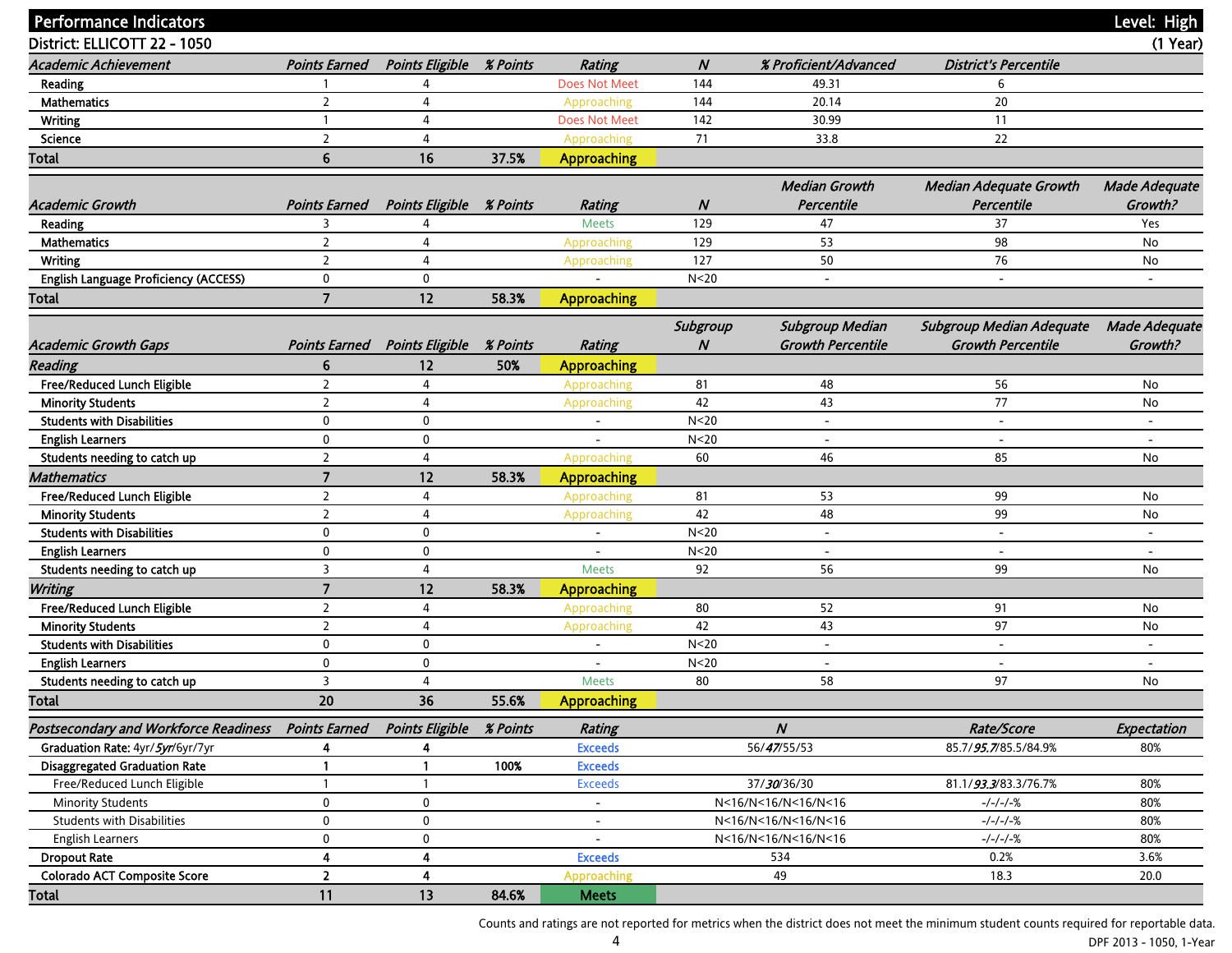# Performance Indicators

**Level: High**

**District: ELLICOTT 22 - 1050** **(1 Year)**

| *Academic Achievement* | *Points Earned* | *Points Eligible* | *% Points* | *Rating* | *N* | *% Proficient/Advanced* | *District's Percentile* |
|---|---|---|---|---|---|---|---|
| Reading | 1 | 4 | | Does Not Meet | 144 | 49.31 | 6 |
| Mathematics | 2 | 4 | | Approaching | 144 | 20.14 | 20 |
| Writing | 1 | 4 | | Does Not Meet | 142 | 30.99 | 11 |
| Science | 2 | 4 | | Approaching | 71 | 33.8 | 22 |
| **Total** | **6** | **16** | **37.5%** | **Approaching** | | | |

| *Academic Growth* | *Points Earned* | *Points Eligible* | *% Points* | *Rating* | *N* | *Median Growth Percentile* | *Median Adequate Growth Percentile* | *Made Adequate Growth?* |
|---|---|---|---|---|---|---|---|---|
| Reading | 3 | 4 | | Meets | 129 | 47 | 37 | Yes |
| Mathematics | 2 | 4 | | Approaching | 129 | 53 | 98 | No |
| Writing | 2 | 4 | | Approaching | 127 | 50 | 76 | No |
| English Language Proficiency (ACCESS) | 0 | 0 | | - | N<20 | - | - | - |
| **Total** | **7** | **12** | **58.3%** | **Approaching** | | | | |

| *Academic Growth Gaps* | *Points Earned* | *Points Eligible* | *% Points* | *Rating* | *Subgroup N* | *Subgroup Median Growth Percentile* | *Subgroup Median Adequate Growth Percentile* | *Made Adequate Growth?* |
|---|---|---|---|---|---|---|---|---|
| ***Reading*** | **6** | **12** | **50%** | **Approaching** | | | | |
| Free/Reduced Lunch Eligible | 2 | 4 | | Approaching | 81 | 48 | 56 | No |
| Minority Students | 2 | 4 | | Approaching | 42 | 43 | 77 | No |
| Students with Disabilities | 0 | 0 | | - | N<20 | - | - | - |
| English Learners | 0 | 0 | | - | N<20 | - | - | - |
| Students needing to catch up | 2 | 4 | | Approaching | 60 | 46 | 85 | No |
| ***Mathematics*** | **7** | **12** | **58.3%** | **Approaching** | | | | |
| Free/Reduced Lunch Eligible | 2 | 4 | | Approaching | 81 | 53 | 99 | No |
| Minority Students | 2 | 4 | | Approaching | 42 | 48 | 99 | No |
| Students with Disabilities | 0 | 0 | | - | N<20 | - | - | - |
| English Learners | 0 | 0 | | - | N<20 | - | - | - |
| Students needing to catch up | 3 | 4 | | Meets | 92 | 56 | 99 | No |
| ***Writing*** | **7** | **12** | **58.3%** | **Approaching** | | | | |
| Free/Reduced Lunch Eligible | 2 | 4 | | Approaching | 80 | 52 | 91 | No |
| Minority Students | 2 | 4 | | Approaching | 42 | 43 | 97 | No |
| Students with Disabilities | 0 | 0 | | - | N<20 | - | - | - |
| English Learners | 0 | 0 | | - | N<20 | - | - | - |
| Students needing to catch up | 3 | 4 | | Meets | 80 | 58 | 97 | No |
| **Total** | **20** | **36** | **55.6%** | **Approaching** | | | | |

| *Postsecondary and Workforce Readiness* | *Points Earned* | *Points Eligible* | *% Points* | *Rating* | *N* | *Rate/Score* | *Expectation* |
|---|---|---|---|---|---|---|---|
| **Graduation Rate:** 4yr/***5yr***/6yr/7yr | **4** | **4** | | Exceeds | 56/***47***/55/53 | 85.7/***95.7***/85.5/84.9% | 80% |
| **Disaggregated Graduation Rate** | **1** | **1** | **100%** | Exceeds | | | |
| Free/Reduced Lunch Eligible | 1 | 1 | | Exceeds | 37/***30***/36/30 | 81.1/***93.3***/83.3/76.7% | 80% |
| Minority Students | 0 | 0 | | - | N<16/N<16/N<16/N<16 | -/-/-/-% | 80% |
| Students with Disabilities | 0 | 0 | | - | N<16/N<16/N<16/N<16 | -/-/-/-% | 80% |
| English Learners | 0 | 0 | | - | N<16/N<16/N<16/N<16 | -/-/-/-% | 80% |
| **Dropout Rate** | **4** | **4** | | Exceeds | 534 | 0.2% | 3.6% |
| **Colorado ACT Composite Score** | **2** | **4** | | Approaching | 49 | 18.3 | 20.0 |
| **Total** | **11** | **13** | **84.6%** | **Meets** | | | |

Counts and ratings are not reported for metrics when the district does not meet the minimum student counts required for reportable data.

DPF 2013 - 1050, 1-Year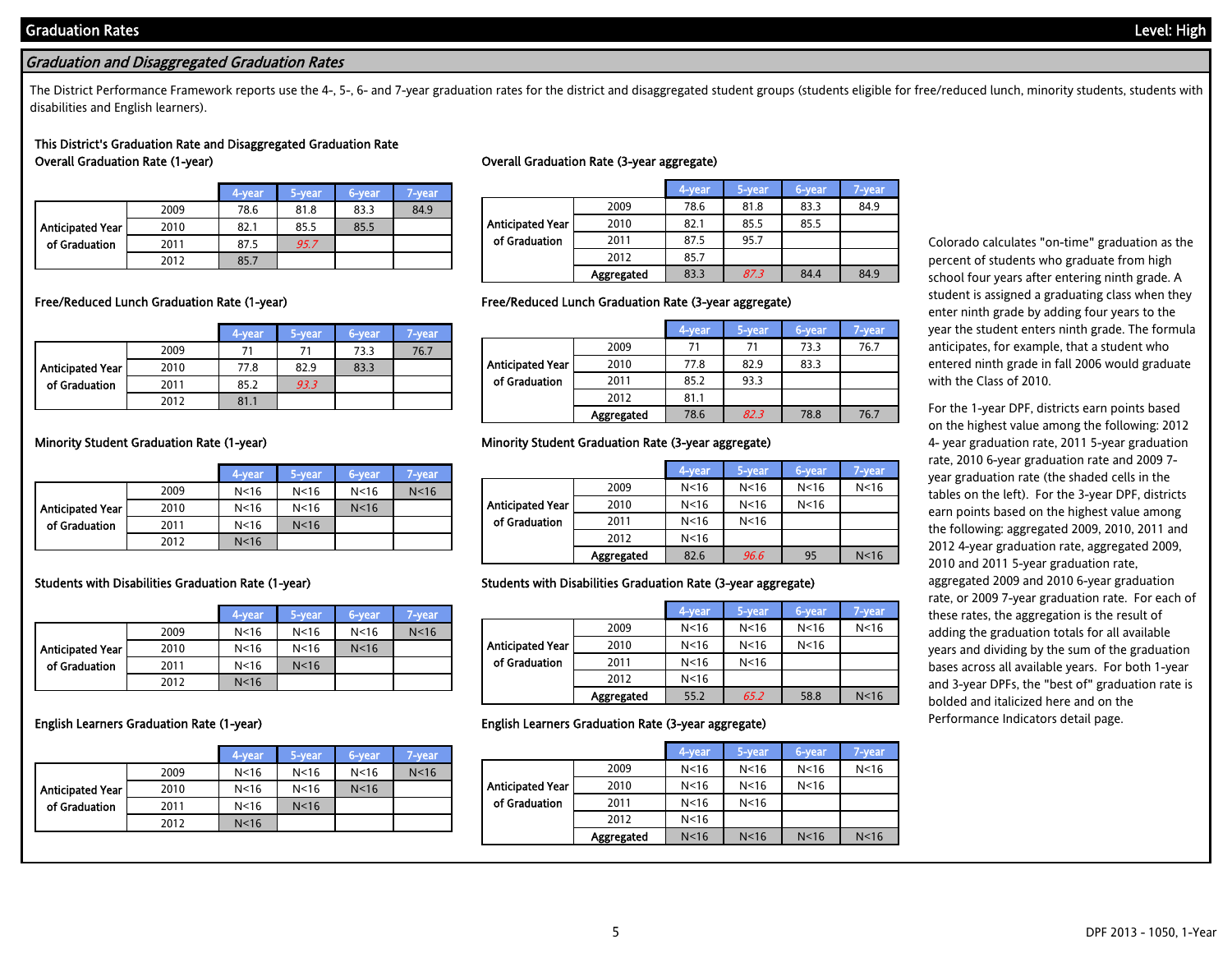## Graduation Rates

Level: High

### *Graduation and Disaggregated Graduation Rates*

The District Performance Framework reports use the 4-, 5-, 6- and 7-year graduation rates for the district and disaggregated student groups (students eligible for free/reduced lunch, minority students, students with disabilities and English learners).

#### This District's Graduation Rate and Disaggregated Graduation Rate

**Overall Graduation Rate (1-year)**

| Anticipated Year of Graduation | 4-year | 5-year | 6-year | 7-year |
|---|---|---|---|---|
| 2009 | 78.6 | 81.8 | 83.3 | 84.9 |
| 2010 | 82.1 | 85.5 | 85.5 | |
| 2011 | 87.5 | ***95.7*** | | |
| 2012 | 85.7 | | | |

**Overall Graduation Rate (3-year aggregate)**

| Anticipated Year of Graduation | 4-year | 5-year | 6-year | 7-year |
|---|---|---|---|---|
| 2009 | 78.6 | 81.8 | 83.3 | 84.9 |
| 2010 | 82.1 | 85.5 | 85.5 | |
| 2011 | 87.5 | 95.7 | | |
| 2012 | 85.7 | | | |
| Aggregated | 83.3 | ***87.3*** | 84.4 | 84.9 |

**Free/Reduced Lunch Graduation Rate (1-year)**

| Anticipated Year of Graduation | 4-year | 5-year | 6-year | 7-year |
|---|---|---|---|---|
| 2009 | 71 | 71 | 73.3 | 76.7 |
| 2010 | 77.8 | 82.9 | 83.3 | |
| 2011 | 85.2 | ***93.3*** | | |
| 2012 | 81.1 | | | |

**Free/Reduced Lunch Graduation Rate (3-year aggregate)**

| Anticipated Year of Graduation | 4-year | 5-year | 6-year | 7-year |
|---|---|---|---|---|
| 2009 | 71 | 71 | 73.3 | 76.7 |
| 2010 | 77.8 | 82.9 | 83.3 | |
| 2011 | 85.2 | 93.3 | | |
| 2012 | 81.1 | | | |
| Aggregated | 78.6 | ***82.3*** | 78.8 | 76.7 |

**Minority Student Graduation Rate (1-year)**

| Anticipated Year of Graduation | 4-year | 5-year | 6-year | 7-year |
|---|---|---|---|---|
| 2009 | N<16 | N<16 | N<16 | N<16 |
| 2010 | N<16 | N<16 | N<16 | |
| 2011 | N<16 | N<16 | | |
| 2012 | N<16 | | | |

**Minority Student Graduation Rate (3-year aggregate)**

| Anticipated Year of Graduation | 4-year | 5-year | 6-year | 7-year |
|---|---|---|---|---|
| 2009 | N<16 | N<16 | N<16 | N<16 |
| 2010 | N<16 | N<16 | N<16 | |
| 2011 | N<16 | N<16 | | |
| 2012 | N<16 | | | |
| Aggregated | 82.6 | ***96.6*** | 95 | N<16 |

**Students with Disabilities Graduation Rate (1-year)**

| Anticipated Year of Graduation | 4-year | 5-year | 6-year | 7-year |
|---|---|---|---|---|
| 2009 | N<16 | N<16 | N<16 | N<16 |
| 2010 | N<16 | N<16 | N<16 | |
| 2011 | N<16 | N<16 | | |
| 2012 | N<16 | | | |

**Students with Disabilities Graduation Rate (3-year aggregate)**

| Anticipated Year of Graduation | 4-year | 5-year | 6-year | 7-year |
|---|---|---|---|---|
| 2009 | N<16 | N<16 | N<16 | N<16 |
| 2010 | N<16 | N<16 | N<16 | |
| 2011 | N<16 | N<16 | | |
| 2012 | N<16 | | | |
| Aggregated | 55.2 | ***65.2*** | 58.8 | N<16 |

**English Learners Graduation Rate (1-year)**

| Anticipated Year of Graduation | 4-year | 5-year | 6-year | 7-year |
|---|---|---|---|---|
| 2009 | N<16 | N<16 | N<16 | N<16 |
| 2010 | N<16 | N<16 | N<16 | |
| 2011 | N<16 | N<16 | | |
| 2012 | N<16 | | | |

**English Learners Graduation Rate (3-year aggregate)**

| Anticipated Year of Graduation | 4-year | 5-year | 6-year | 7-year |
|---|---|---|---|---|
| 2009 | N<16 | N<16 | N<16 | N<16 |
| 2010 | N<16 | N<16 | N<16 | |
| 2011 | N<16 | N<16 | | |
| 2012 | N<16 | | | |
| Aggregated | N<16 | N<16 | N<16 | N<16 |

Colorado calculates "on-time" graduation as the percent of students who graduate from high school four years after entering ninth grade. A student is assigned a graduating class when they enter ninth grade by adding four years to the year the student enters ninth grade. The formula anticipates, for example, that a student who entered ninth grade in fall 2006 would graduate with the Class of 2010.

For the 1-year DPF, districts earn points based on the highest value among the following: 2012 4- year graduation rate, 2011 5-year graduation rate, 2010 6-year graduation rate and 2009 7-year graduation rate (the shaded cells in the tables on the left). For the 3-year DPF, districts earn points based on the highest value among the following: aggregated 2009, 2010, 2011 and 2012 4-year graduation rate, aggregated 2009, 2010 and 2011 5-year graduation rate, aggregated 2009 and 2010 6-year graduation rate, or 2009 7-year graduation rate. For each of these rates, the aggregation is the result of adding the graduation totals for all available years and dividing by the sum of the graduation bases across all available years. For both 1-year and 3-year DPFs, the "best of" graduation rate is bolded and italicized here and on the Performance Indicators detail page.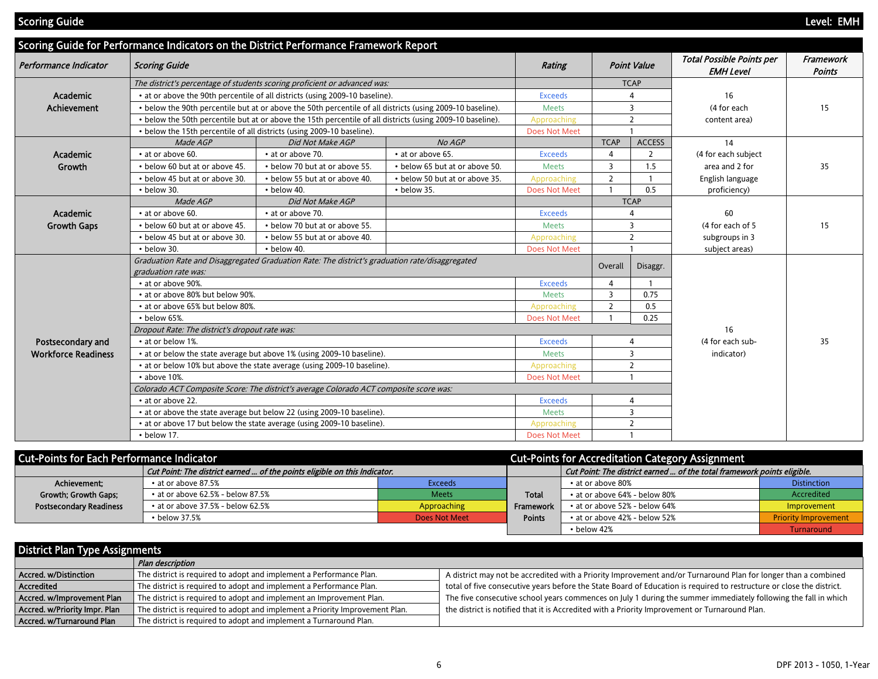## Scoring Guide

Level: EMH

### Scoring Guide for Performance Indicators on the District Performance Framework Report

| Performance Indicator | Scoring Guide | | | Rating | Point Value | | Total Possible Points per EMH Level | Framework Points |
|---|---|---|---|---|---|---|---|---|
| Academic Achievement | *The district's percentage of students scoring proficient or advanced was:* | | | | TCAP | | 16 (4 for each content area) | 15 |
| | • at or above the 90th percentile of all districts (using 2009-10 baseline). | | | Exceeds | 4 | | | |
| | • below the 90th percentile but at or above the 50th percentile of all districts (using 2009-10 baseline). | | | Meets | 3 | | | |
| | • below the 50th percentile but at or above the 15th percentile of all districts (using 2009-10 baseline). | | | Approaching | 2 | | | |
| | • below the 15th percentile of all districts (using 2009-10 baseline). | | | Does Not Meet | 1 | | | |
| Academic Growth | *Made AGP* | *Did Not Make AGP* | *No AGP* | | TCAP | ACCESS | 14 (4 for each subject area and 2 for English language proficiency) | 35 |
| | • at or above 60. | • at or above 70. | • at or above 65. | Exceeds | 4 | 2 | | |
| | • below 60 but at or above 45. | • below 70 but at or above 55. | • below 65 but at or above 50. | Meets | 3 | 1.5 | | |
| | • below 45 but at or above 30. | • below 55 but at or above 40. | • below 50 but at or above 35. | Approaching | 2 | 1 | | |
| | • below 30. | • below 40. | • below 35. | Does Not Meet | 1 | 0.5 | | |
| Academic Growth Gaps | *Made AGP* | *Did Not Make AGP* | | | TCAP | | 60 (4 for each of 5 subgroups in 3 subject areas) | 15 |
| | • at or above 60. | • at or above 70. | | Exceeds | 4 | | | |
| | • below 60 but at or above 45. | • below 70 but at or above 55. | | Meets | 3 | | | |
| | • below 45 but at or above 30. | • below 55 but at or above 40. | | Approaching | 2 | | | |
| | • below 30. | • below 40. | | Does Not Meet | 1 | | | |
| Postsecondary and Workforce Readiness | *Graduation Rate and Disaggregated Graduation Rate: The district's graduation rate/disaggregated graduation rate was:* | | | | Overall | Disaggr. | 16 (4 for each sub-indicator) | 35 |
| | • at or above 90%. | | | Exceeds | 4 | 1 | | |
| | • at or above 80% but below 90%. | | | Meets | 3 | 0.75 | | |
| | • at or above 65% but below 80%. | | | Approaching | 2 | 0.5 | | |
| | • below 65%. | | | Does Not Meet | 1 | 0.25 | | |
| | *Dropout Rate: The district's dropout rate was:* | | | | | | | |
| | • at or below 1%. | | | Exceeds | 4 | | | |
| | • at or below the state average but above 1% (using 2009-10 baseline). | | | Meets | 3 | | | |
| | • at or below 10% but above the state average (using 2009-10 baseline). | | | Approaching | 2 | | | |
| | • above 10%. | | | Does Not Meet | 1 | | | |
| | *Colorado ACT Composite Score: The district's average Colorado ACT composite score was:* | | | | | | | |
| | • at or above 22. | | | Exceeds | 4 | | | |
| | • at or above the state average but below 22 (using 2009-10 baseline). | | | Meets | 3 | | | |
| | • at or above 17 but below the state average (using 2009-10 baseline). | | | Approaching | 2 | | | |
| | • below 17. | | | Does Not Meet | 1 | | | |

### Cut-Points for Each Performance Indicator

| | *Cut Point: The district earned ... of the points eligible on this Indicator.* | |
|---|---|---|
| Achievement; Growth; Growth Gaps; Postsecondary Readiness | • at or above 87.5% | Exceeds |
| | • at or above 62.5% - below 87.5% | Meets |
| | • at or above 37.5% - below 62.5% | Approaching |
| | • below 37.5% | Does Not Meet |

### Cut-Points for Accreditation Category Assignment

| | *Cut Point: The district earned ... of the total framework points eligible.* | |
|---|---|---|
| Total Framework Points | • at or above 80% | Distinction |
| | • at or above 64% - below 80% | Accredited |
| | • at or above 52% - below 64% | Improvement |
| | • at or above 42% - below 52% | Priority Improvement |
| | • below 42% | Turnaround |

### District Plan Type Assignments

| | *Plan description* |
|---|---|
| **Accred. w/Distinction** | The district is required to adopt and implement a Performance Plan. |
| **Accredited** | The district is required to adopt and implement a Performance Plan. |
| **Accred. w/Improvement Plan** | The district is required to adopt and implement an Improvement Plan. |
| **Accred. w/Priority Impr. Plan** | The district is required to adopt and implement a Priority Improvement Plan. |
| **Accred. w/Turnaround Plan** | The district is required to adopt and implement a Turnaround Plan. |

A district may not be accredited with a Priority Improvement and/or Turnaround Plan for longer than a combined total of five consecutive years before the State Board of Education is required to restructure or close the district. The five consecutive school years commences on July 1 during the summer immediately following the fall in which the district is notified that it is Accredited with a Priority Improvement or Turnaround Plan.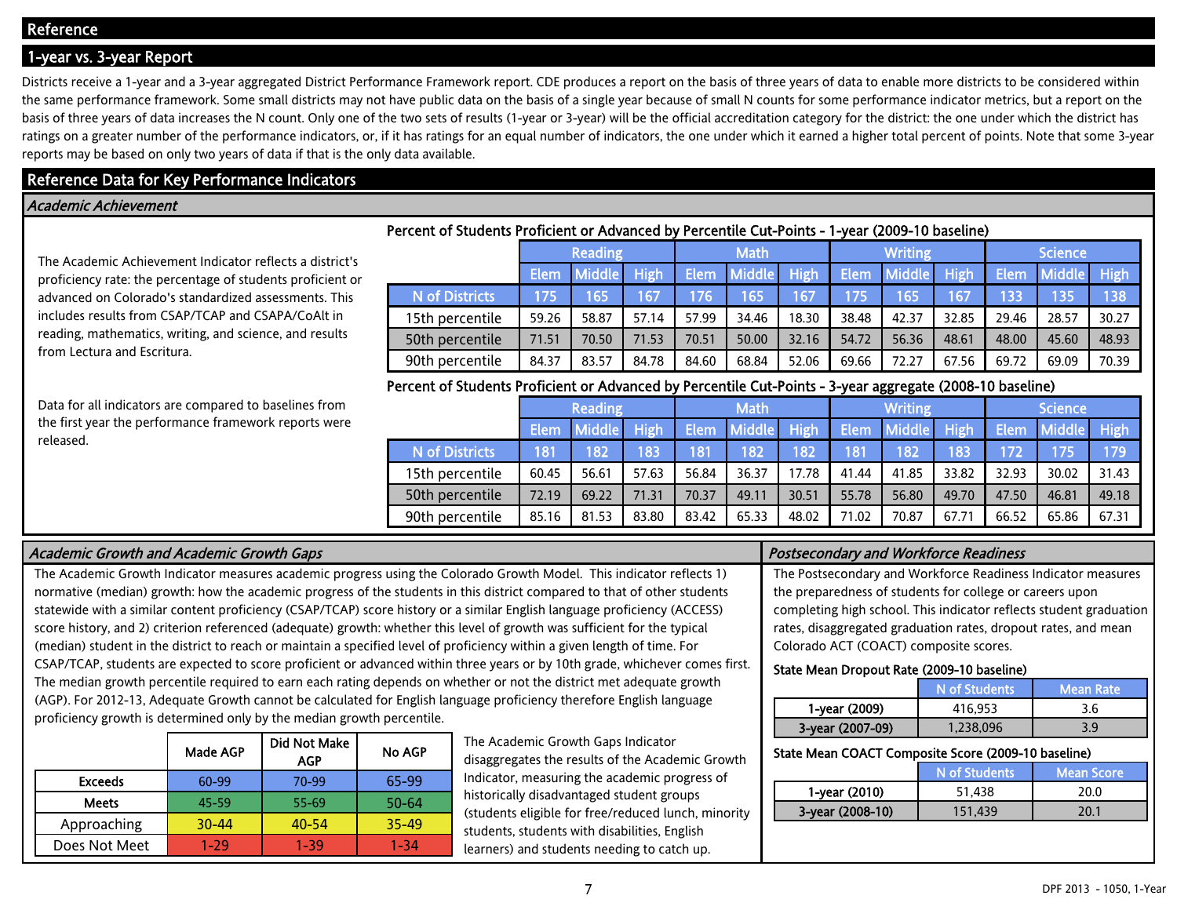# Reference

## 1-year vs. 3-year Report

Districts receive a 1-year and a 3-year aggregated District Performance Framework report. CDE produces a report on the basis of three years of data to enable more districts to be considered within the same performance framework. Some small districts may not have public data on the basis of a single year because of small N counts for some performance indicator metrics, but a report on the basis of three years of data increases the N count. Only one of the two sets of results (1-year or 3-year) will be the official accreditation category for the district: the one under which the district has ratings on a greater number of the performance indicators, or, if it has ratings for an equal number of indicators, the one under which it earned a higher total percent of points. Note that some 3-year reports may be based on only two years of data if that is the only data available.

## Reference Data for Key Performance Indicators

### *Academic Achievement*

The Academic Achievement Indicator reflects a district's proficiency rate: the percentage of students proficient or advanced on Colorado's standardized assessments. This includes results from CSAP/TCAP and CSAPA/CoAlt in reading, mathematics, writing, and science, and results from Lectura and Escritura.

Data for all indicators are compared to baselines from the first year the performance framework reports were released.

**Percent of Students Proficient or Advanced by Percentile Cut-Points - 1-year (2009-10 baseline)**

| | Reading | | | Math | | | Writing | | | Science | | |
|---|---|---|---|---|---|---|---|---|---|---|---|---|
| | Elem | Middle | High | Elem | Middle | High | Elem | Middle | High | Elem | Middle | High |
| N of Districts | 175 | 165 | 167 | 176 | 165 | 167 | 175 | 165 | 167 | 133 | 135 | 138 |
| 15th percentile | 59.26 | 58.87 | 57.14 | 57.99 | 34.46 | 18.30 | 38.48 | 42.37 | 32.85 | 29.46 | 28.57 | 30.27 |
| 50th percentile | 71.51 | 70.50 | 71.53 | 70.51 | 50.00 | 32.16 | 54.72 | 56.36 | 48.61 | 48.00 | 45.60 | 48.93 |
| 90th percentile | 84.37 | 83.57 | 84.78 | 84.60 | 68.84 | 52.06 | 69.66 | 72.27 | 67.56 | 69.72 | 69.09 | 70.39 |

**Percent of Students Proficient or Advanced by Percentile Cut-Points - 3-year aggregate (2008-10 baseline)**

| | Reading | | | Math | | | Writing | | | Science | | |
|---|---|---|---|---|---|---|---|---|---|---|---|---|
| | Elem | Middle | High | Elem | Middle | High | Elem | Middle | High | Elem | Middle | High |
| N of Districts | 181 | 182 | 183 | 181 | 182 | 182 | 181 | 182 | 183 | 172 | 175 | 179 |
| 15th percentile | 60.45 | 56.61 | 57.63 | 56.84 | 36.37 | 17.78 | 41.44 | 41.85 | 33.82 | 32.93 | 30.02 | 31.43 |
| 50th percentile | 72.19 | 69.22 | 71.31 | 70.37 | 49.11 | 30.51 | 55.78 | 56.80 | 49.70 | 47.50 | 46.81 | 49.18 |
| 90th percentile | 85.16 | 81.53 | 83.80 | 83.42 | 65.33 | 48.02 | 71.02 | 70.87 | 67.71 | 66.52 | 65.86 | 67.31 |

### *Academic Growth and Academic Growth Gaps*

The Academic Growth Indicator measures academic progress using the Colorado Growth Model. This indicator reflects 1) normative (median) growth: how the academic progress of the students in this district compared to that of other students statewide with a similar content proficiency (CSAP/TCAP) score history or a similar English language proficiency (ACCESS) score history, and 2) criterion referenced (adequate) growth: whether this level of growth was sufficient for the typical (median) student in the district to reach or maintain a specified level of proficiency within a given length of time. For CSAP/TCAP, students are expected to score proficient or advanced within three years or by 10th grade, whichever comes first. The median growth percentile required to earn each rating depends on whether or not the district met adequate growth (AGP). For 2012-13, Adequate Growth cannot be calculated for English language proficiency therefore English language proficiency growth is determined only by the median growth percentile.

| | Made AGP | Did Not Make AGP | No AGP |
|---|---|---|---|
| Exceeds | 60-99 | 70-99 | 65-99 |
| Meets | 45-59 | 55-69 | 50-64 |
| Approaching | 30-44 | 40-54 | 35-49 |
| Does Not Meet | 1-29 | 1-39 | 1-34 |

The Academic Growth Gaps Indicator disaggregates the results of the Academic Growth Indicator, measuring the academic progress of historically disadvantaged student groups (students eligible for free/reduced lunch, minority students, students with disabilities, English learners) and students needing to catch up.

### *Postsecondary and Workforce Readiness*

The Postsecondary and Workforce Readiness Indicator measures the preparedness of students for college or careers upon completing high school. This indicator reflects student graduation rates, disaggregated graduation rates, dropout rates, and mean Colorado ACT (COACT) composite scores.

**State Mean Dropout Rate (2009-10 baseline)**

| | N of Students | Mean Rate |
|---|---|---|
| 1-year (2009) | 416,953 | 3.6 |
| 3-year (2007-09) | 1,238,096 | 3.9 |

**State Mean COACT Composite Score (2009-10 baseline)**

| | N of Students | Mean Score |
|---|---|---|
| 1-year (2010) | 51,438 | 20.0 |
| 3-year (2008-10) | 151,439 | 20.1 |